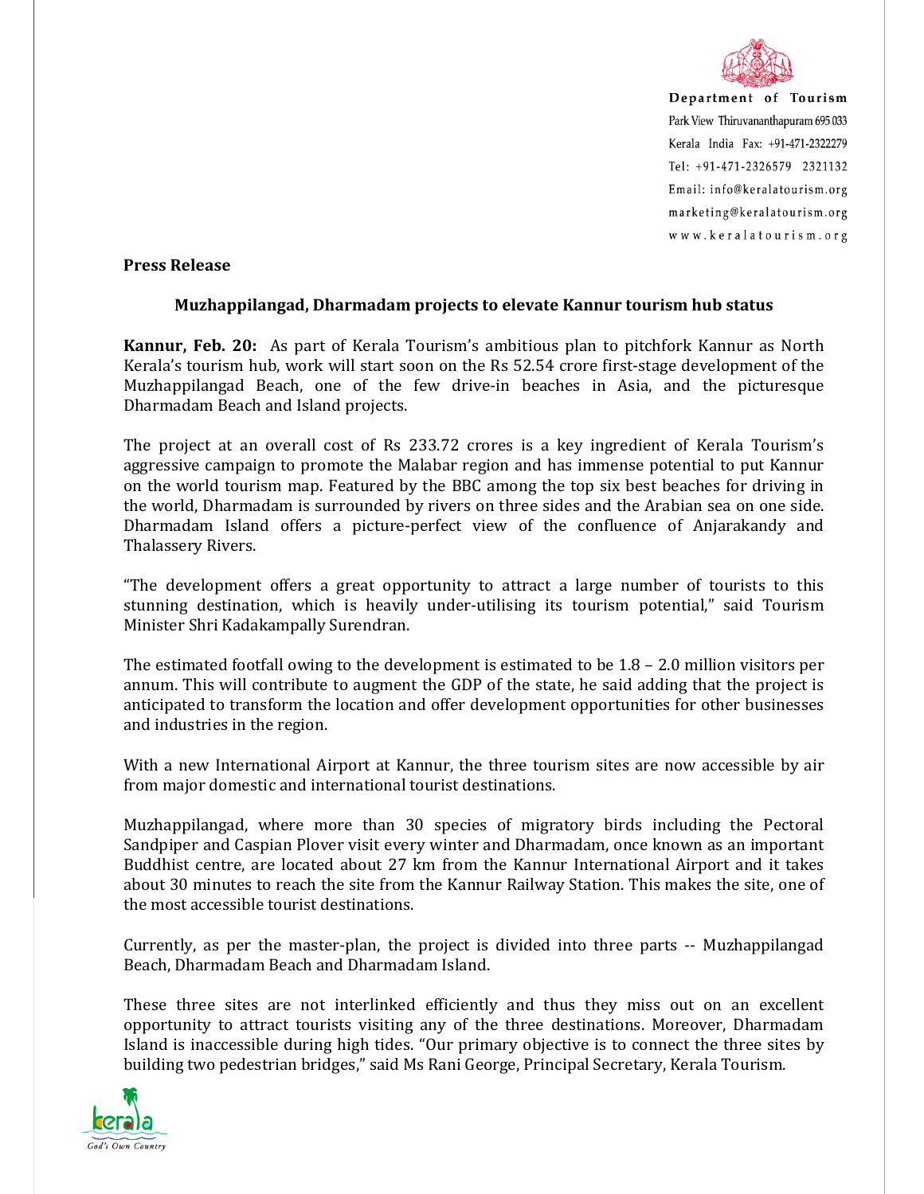Department of Tourism
Park View Thiruvananthapuram 695 033
Kerala India Fax: +91-471-2322279
Tel: +91-471-2326579 2321132
Email: info@keralatourism.org
marketing@keralatourism.org
www.keralatourism.org

**Press Release**

**Muzhappilangad, Dharmadam projects to elevate Kannur tourism hub status**

**Kannur, Feb. 20:** As part of Kerala Tourism's ambitious plan to pitchfork Kannur as North Kerala's tourism hub, work will start soon on the Rs 52.54 crore first-stage development of the Muzhappilangad Beach, one of the few drive-in beaches in Asia, and the picturesque Dharmadam Beach and Island projects.

The project at an overall cost of Rs 233.72 crores is a key ingredient of Kerala Tourism's aggressive campaign to promote the Malabar region and has immense potential to put Kannur on the world tourism map. Featured by the BBC among the top six best beaches for driving in the world, Dharmadam is surrounded by rivers on three sides and the Arabian sea on one side. Dharmadam Island offers a picture-perfect view of the confluence of Anjarakandy and Thalassery Rivers.

"The development offers a great opportunity to attract a large number of tourists to this stunning destination, which is heavily under-utilising its tourism potential," said Tourism Minister Shri Kadakampally Surendran.

The estimated footfall owing to the development is estimated to be 1.8 – 2.0 million visitors per annum. This will contribute to augment the GDP of the state, he said adding that the project is anticipated to transform the location and offer development opportunities for other businesses and industries in the region.

With a new International Airport at Kannur, the three tourism sites are now accessible by air from major domestic and international tourist destinations.

Muzhappilangad, where more than 30 species of migratory birds including the Pectoral Sandpiper and Caspian Plover visit every winter and Dharmadam, once known as an important Buddhist centre, are located about 27 km from the Kannur International Airport and it takes about 30 minutes to reach the site from the Kannur Railway Station. This makes the site, one of the most accessible tourist destinations.

Currently, as per the master-plan, the project is divided into three parts -- Muzhappilangad Beach, Dharmadam Beach and Dharmadam Island.

These three sites are not interlinked efficiently and thus they miss out on an excellent opportunity to attract tourists visiting any of the three destinations. Moreover, Dharmadam Island is inaccessible during high tides. "Our primary objective is to connect the three sites by building two pedestrian bridges," said Ms Rani George, Principal Secretary, Kerala Tourism.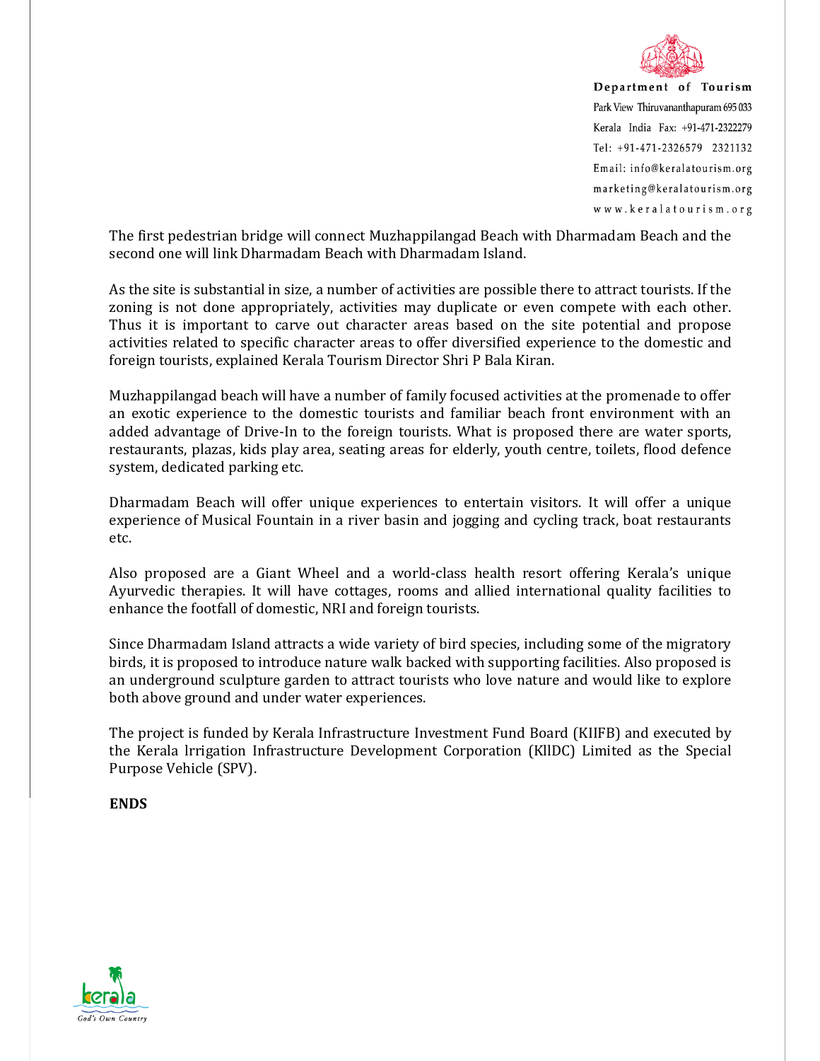The first pedestrian bridge will connect Muzhappilangad Beach with Dharmadam Beach and the second one will link Dharmadam Beach with Dharmadam Island.

As the site is substantial in size, a number of activities are possible there to attract tourists. If the zoning is not done appropriately, activities may duplicate or even compete with each other. Thus it is important to carve out character areas based on the site potential and propose activities related to specific character areas to offer diversified experience to the domestic and foreign tourists, explained Kerala Tourism Director Shri P Bala Kiran.

Muzhappilangad beach will have a number of family focused activities at the promenade to offer an exotic experience to the domestic tourists and familiar beach front environment with an added advantage of Drive-In to the foreign tourists. What is proposed there are water sports, restaurants, plazas, kids play area, seating areas for elderly, youth centre, toilets, flood defence system, dedicated parking etc.

Dharmadam Beach will offer unique experiences to entertain visitors. It will offer a unique experience of Musical Fountain in a river basin and jogging and cycling track, boat restaurants etc.

Also proposed are a Giant Wheel and a world-class health resort offering Kerala's unique Ayurvedic therapies. It will have cottages, rooms and allied international quality facilities to enhance the footfall of domestic, NRI and foreign tourists.

Since Dharmadam Island attracts a wide variety of bird species, including some of the migratory birds, it is proposed to introduce nature walk backed with supporting facilities. Also proposed is an underground sculpture garden to attract tourists who love nature and would like to explore both above ground and under water experiences.

The project is funded by Kerala Infrastructure Investment Fund Board (KIIFB) and executed by the Kerala lrrigation Infrastructure Development Corporation (KlIDC) Limited as the Special Purpose Vehicle (SPV).

**ENDS**